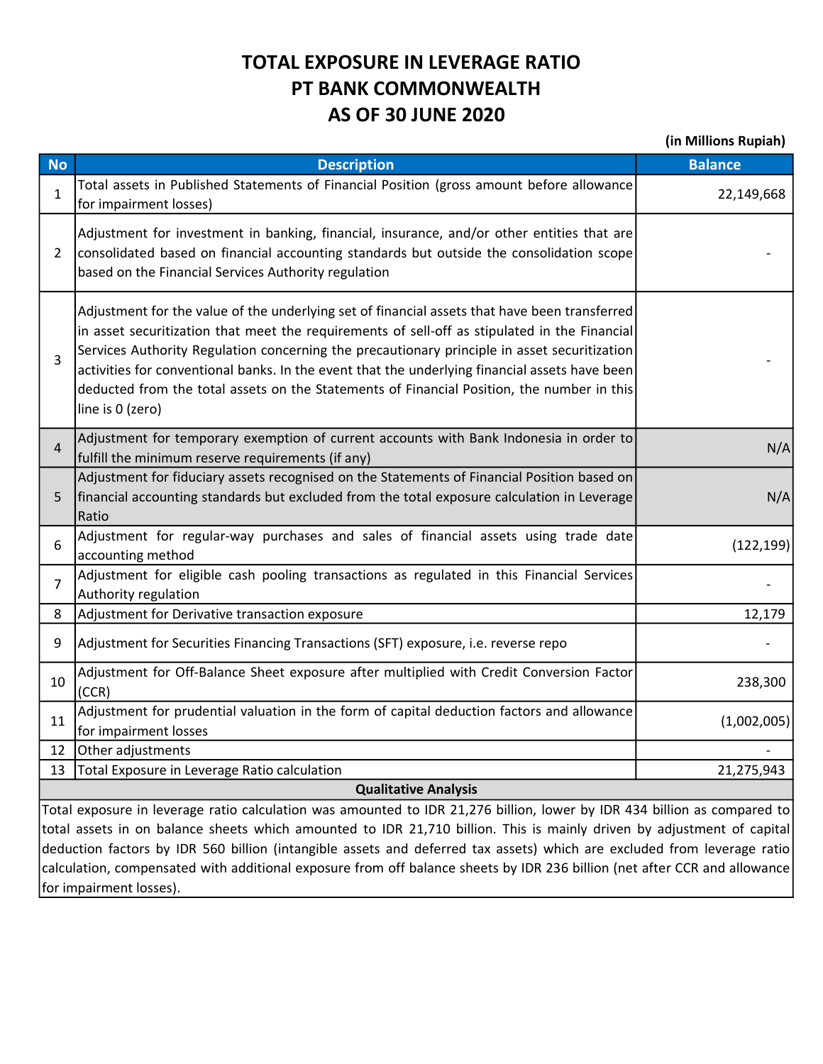# TOTAL EXPOSURE IN LEVERAGE RATIO
# PT BANK COMMONWEALTH
# AS OF 30 JUNE 2020

**(in Millions Rupiah)**

| No | Description | Balance |
|---|---|---|
| 1 | Total assets in Published Statements of Financial Position (gross amount before allowance for impairment losses) | 22,149,668 |
| 2 | Adjustment for investment in banking, financial, insurance, and/or other entities that are consolidated based on financial accounting standards but outside the consolidation scope based on the Financial Services Authority regulation | - |
| 3 | Adjustment for the value of the underlying set of financial assets that have been transferred in asset securitization that meet the requirements of sell-off as stipulated in the Financial Services Authority Regulation concerning the precautionary principle in asset securitization activities for conventional banks. In the event that the underlying financial assets have been deducted from the total assets on the Statements of Financial Position, the number in this line is 0 (zero) | - |
| 4 | Adjustment for temporary exemption of current accounts with Bank Indonesia in order to fulfill the minimum reserve requirements (if any) | N/A |
| 5 | Adjustment for fiduciary assets recognised on the Statements of Financial Position based on financial accounting standards but excluded from the total exposure calculation in Leverage Ratio | N/A |
| 6 | Adjustment for regular-way purchases and sales of financial assets using trade date accounting method | (122,199) |
| 7 | Adjustment for eligible cash pooling transactions as regulated in this Financial Services Authority regulation | - |
| 8 | Adjustment for Derivative transaction exposure | 12,179 |
| 9 | Adjustment for Securities Financing Transactions (SFT) exposure, i.e. reverse repo | - |
| 10 | Adjustment for Off-Balance Sheet exposure after multiplied with Credit Conversion Factor (CCR) | 238,300 |
| 11 | Adjustment for prudential valuation in the form of capital deduction factors and allowance for impairment losses | (1,002,005) |
| 12 | Other adjustments | - |
| 13 | Total Exposure in Leverage Ratio calculation | 21,275,943 |

**Qualitative Analysis**

Total exposure in leverage ratio calculation was amounted to IDR 21,276 billion, lower by IDR 434 billion as compared to total assets in on balance sheets which amounted to IDR 21,710 billion. This is mainly driven by adjustment of capital deduction factors by IDR 560 billion (intangible assets and deferred tax assets) which are excluded from leverage ratio calculation, compensated with additional exposure from off balance sheets by IDR 236 billion (net after CCR and allowance for impairment losses).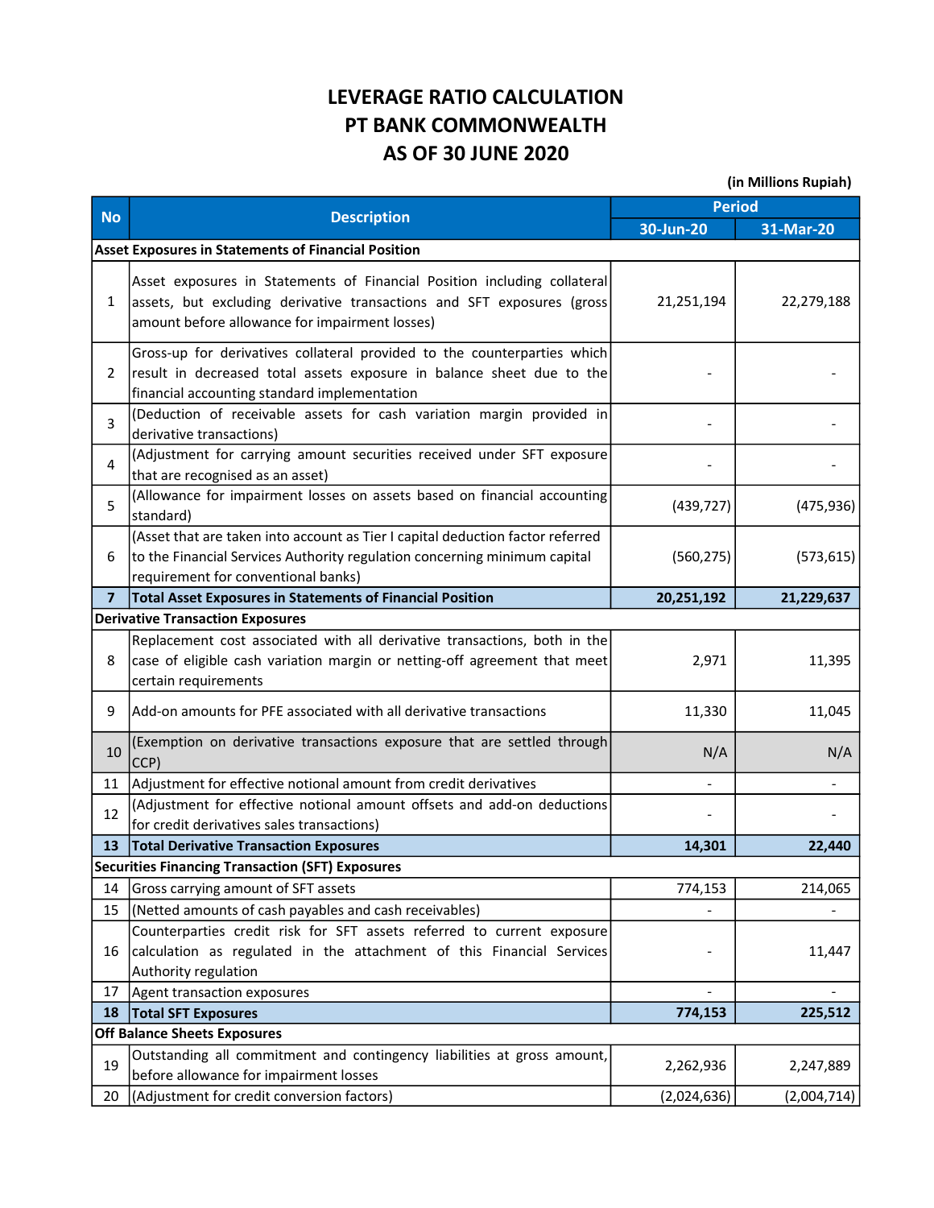# LEVERAGE RATIO CALCULATION
# PT BANK COMMONWEALTH
# AS OF 30 JUNE 2020

(in Millions Rupiah)

| No | Description | Period | |
|---|---|---|---|
| | | 30-Jun-20 | 31-Mar-20 |
| **Asset Exposures in Statements of Financial Position** | | | |
| 1 | Asset exposures in Statements of Financial Position including collateral assets, but excluding derivative transactions and SFT exposures (gross amount before allowance for impairment losses) | 21,251,194 | 22,279,188 |
| 2 | Gross-up for derivatives collateral provided to the counterparties which result in decreased total assets exposure in balance sheet due to the financial accounting standard implementation | - | - |
| 3 | (Deduction of receivable assets for cash variation margin provided in derivative transactions) | - | - |
| 4 | (Adjustment for carrying amount securities received under SFT exposure that are recognised as an asset) | - | - |
| 5 | (Allowance for impairment losses on assets based on financial accounting standard) | (439,727) | (475,936) |
| 6 | (Asset that are taken into account as Tier I capital deduction factor referred to the Financial Services Authority regulation concerning minimum capital requirement for conventional banks) | (560,275) | (573,615) |
| **7** | **Total Asset Exposures in Statements of Financial Position** | **20,251,192** | **21,229,637** |
| **Derivative Transaction Exposures** | | | |
| 8 | Replacement cost associated with all derivative transactions, both in the case of eligible cash variation margin or netting-off agreement that meet certain requirements | 2,971 | 11,395 |
| 9 | Add-on amounts for PFE associated with all derivative transactions | 11,330 | 11,045 |
| 10 | (Exemption on derivative transactions exposure that are settled through CCP) | N/A | N/A |
| 11 | Adjustment for effective notional amount from credit derivatives | - | - |
| 12 | (Adjustment for effective notional amount offsets and add-on deductions for credit derivatives sales transactions) | - | - |
| **13** | **Total Derivative Transaction Exposures** | **14,301** | **22,440** |
| **Securities Financing Transaction (SFT) Exposures** | | | |
| 14 | Gross carrying amount of SFT assets | 774,153 | 214,065 |
| 15 | (Netted amounts of cash payables and cash receivables) | - | - |
| 16 | Counterparties credit risk for SFT assets referred to current exposure calculation as regulated in the attachment of this Financial Services Authority regulation | - | 11,447 |
| 17 | Agent transaction exposures | - | - |
| **18** | **Total SFT Exposures** | **774,153** | **225,512** |
| **Off Balance Sheets Exposures** | | | |
| 19 | Outstanding all commitment and contingency liabilities at gross amount, before allowance for impairment losses | 2,262,936 | 2,247,889 |
| 20 | (Adjustment for credit conversion factors) | (2,024,636) | (2,004,714) |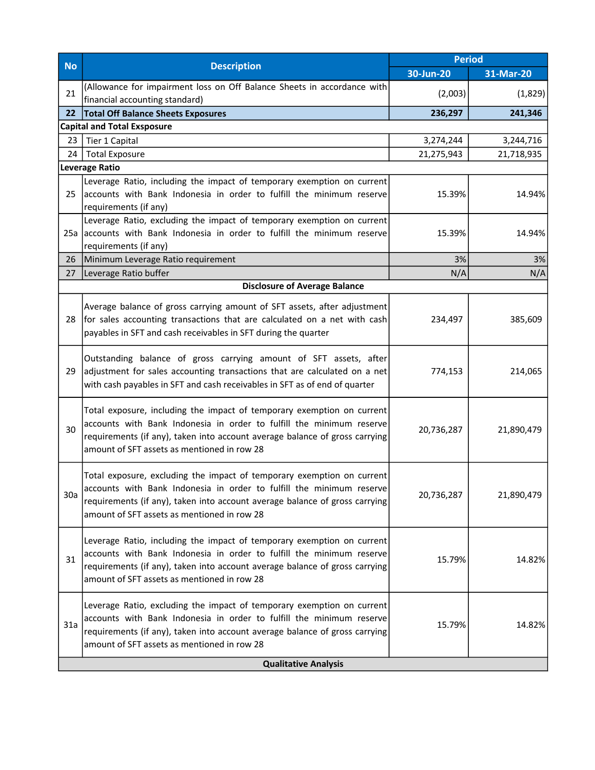| No | Description | Period | |
|---|---|---|---|
| | | 30-Jun-20 | 31-Mar-20 |
| 21 | (Allowance for impairment loss on Off Balance Sheets in accordance with financial accounting standard) | (2,003) | (1,829) |
| **22** | **Total Off Balance Sheets Exposures** | **236,297** | **241,346** |
| **Capital and Total Exsposure** | | | |
| 23 | Tier 1 Capital | 3,274,244 | 3,244,716 |
| 24 | Total Exposure | 21,275,943 | 21,718,935 |
| **Leverage Ratio** | | | |
| 25 | Leverage Ratio, including the impact of temporary exemption on current accounts with Bank Indonesia in order to fulfill the minimum reserve requirements (if any) | 15.39% | 14.94% |
| 25a | Leverage Ratio, excluding the impact of temporary exemption on current accounts with Bank Indonesia in order to fulfill the minimum reserve requirements (if any) | 15.39% | 14.94% |
| 26 | Minimum Leverage Ratio requirement | 3% | 3% |
| 27 | Leverage Ratio buffer | N/A | N/A |
| **Disclosure of Average Balance** | | | |
| 28 | Average balance of gross carrying amount of SFT assets, after adjustment for sales accounting transactions that are calculated on a net with cash payables in SFT and cash receivables in SFT during the quarter | 234,497 | 385,609 |
| 29 | Outstanding balance of gross carrying amount of SFT assets, after adjustment for sales accounting transactions that are calculated on a net with cash payables in SFT and cash receivables in SFT as of end of quarter | 774,153 | 214,065 |
| 30 | Total exposure, including the impact of temporary exemption on current accounts with Bank Indonesia in order to fulfill the minimum reserve requirements (if any), taken into account average balance of gross carrying amount of SFT assets as mentioned in row 28 | 20,736,287 | 21,890,479 |
| 30a | Total exposure, excluding the impact of temporary exemption on current accounts with Bank Indonesia in order to fulfill the minimum reserve requirements (if any), taken into account average balance of gross carrying amount of SFT assets as mentioned in row 28 | 20,736,287 | 21,890,479 |
| 31 | Leverage Ratio, including the impact of temporary exemption on current accounts with Bank Indonesia in order to fulfill the minimum reserve requirements (if any), taken into account average balance of gross carrying amount of SFT assets as mentioned in row 28 | 15.79% | 14.82% |
| 31a | Leverage Ratio, excluding the impact of temporary exemption on current accounts with Bank Indonesia in order to fulfill the minimum reserve requirements (if any), taken into account average balance of gross carrying amount of SFT assets as mentioned in row 28 | 15.79% | 14.82% |
| **Qualitative Analysis** | | | |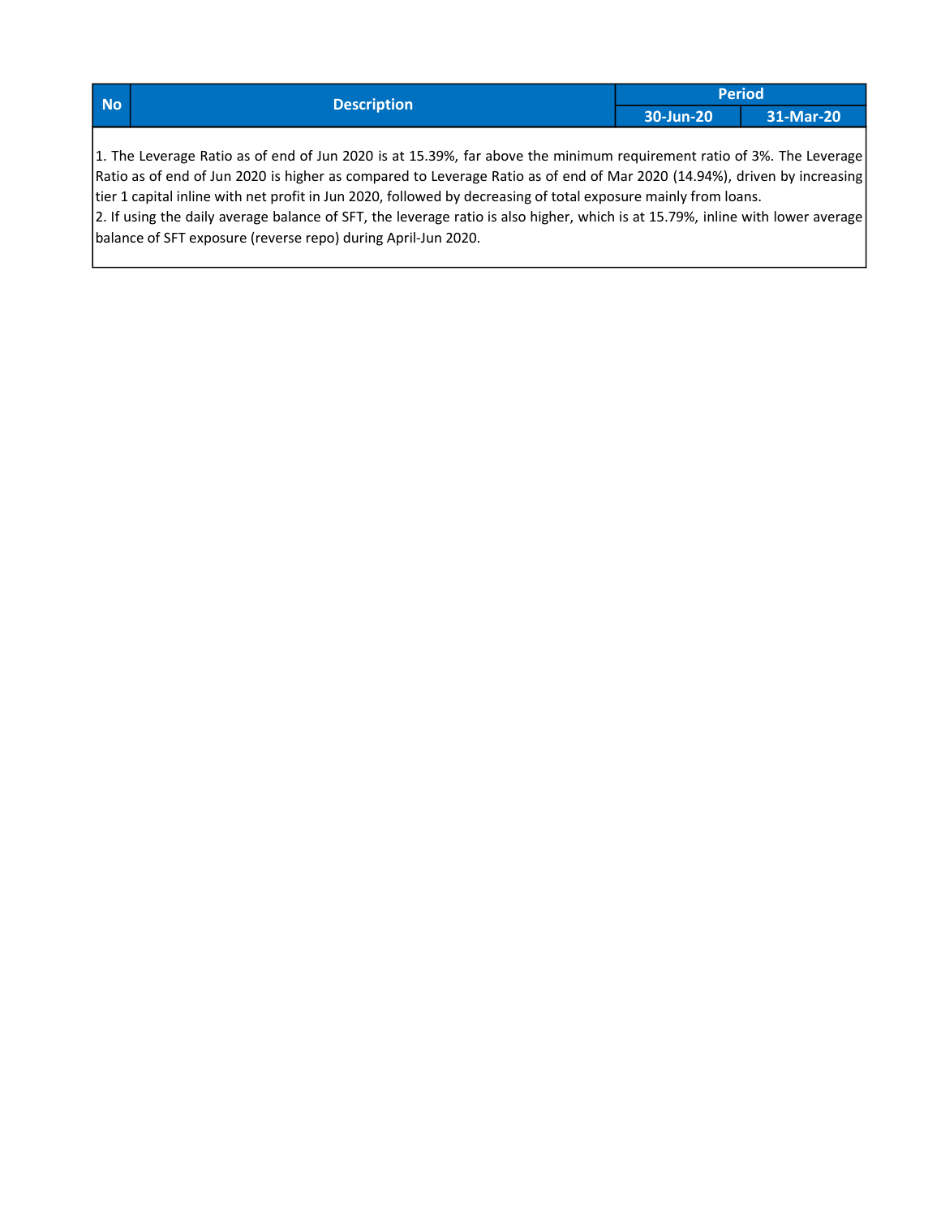| No | Description | Period | |
|---|---|---|---|
| | | 30-Jun-20 | 31-Mar-20 |

1. The Leverage Ratio as of end of Jun 2020 is at 15.39%, far above the minimum requirement ratio of 3%. The Leverage Ratio as of end of Jun 2020 is higher as compared to Leverage Ratio as of end of Mar 2020 (14.94%), driven by increasing tier 1 capital inline with net profit in Jun 2020, followed by decreasing of total exposure mainly from loans.
2. If using the daily average balance of SFT, the leverage ratio is also higher, which is at 15.79%, inline with lower average balance of SFT exposure (reverse repo) during April-Jun 2020.